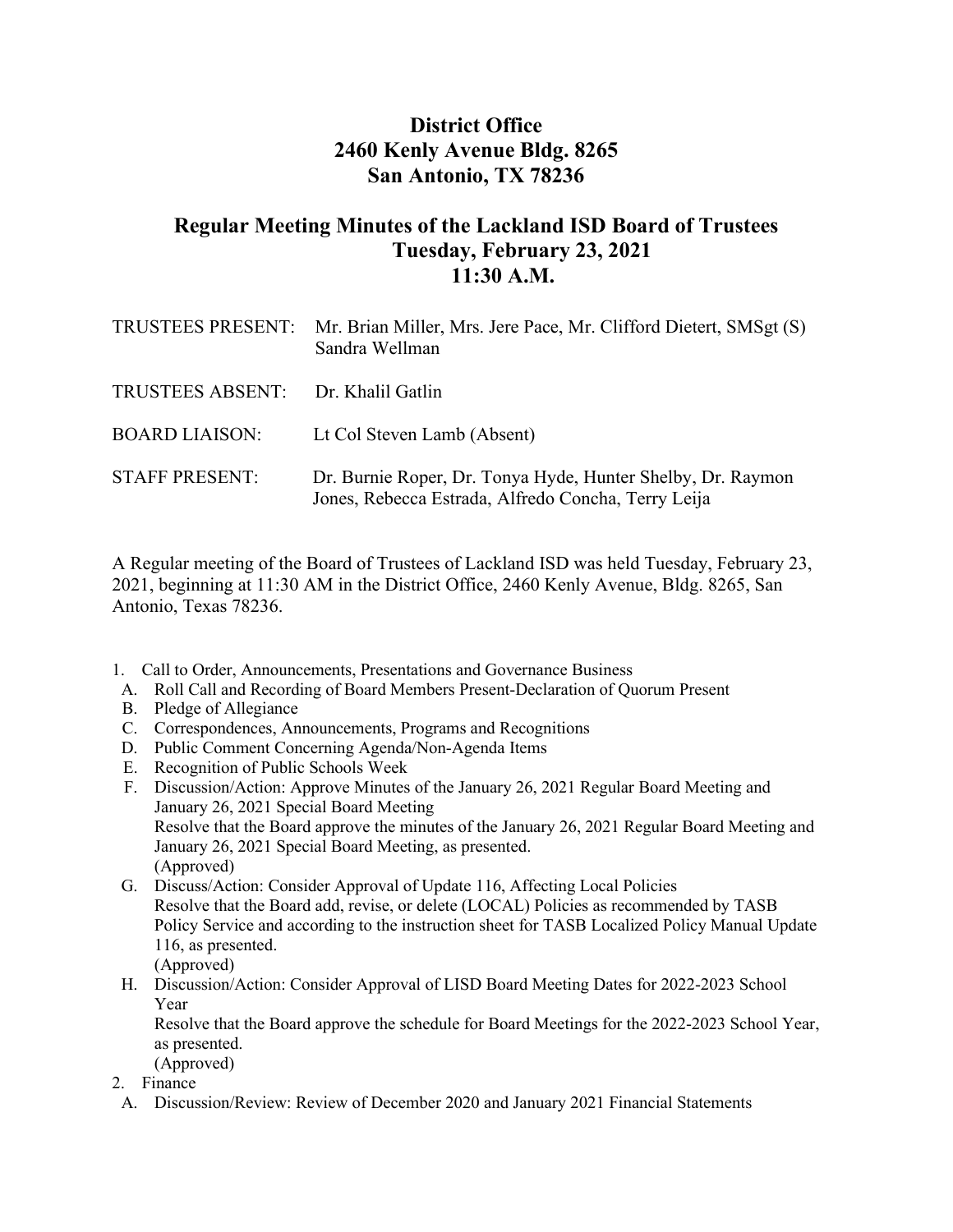# District Office
# 2460 Kenly Avenue Bldg. 8265
# San Antonio, TX 78236

## Regular Meeting Minutes of the Lackland ISD Board of Trustees
## Tuesday, February 23, 2021
## 11:30 A.M.

| | |
|---|---|
| TRUSTEES PRESENT: | Mr. Brian Miller, Mrs. Jere Pace, Mr. Clifford Dietert, SMSgt (S) Sandra Wellman |
| TRUSTEES ABSENT: | Dr. Khalil Gatlin |
| BOARD LIAISON: | Lt Col Steven Lamb (Absent) |
| STAFF PRESENT: | Dr. Burnie Roper, Dr. Tonya Hyde, Hunter Shelby, Dr. Raymon Jones, Rebecca Estrada, Alfredo Concha, Terry Leija |

A Regular meeting of the Board of Trustees of Lackland ISD was held Tuesday, February 23, 2021, beginning at 11:30 AM in the District Office, 2460 Kenly Avenue, Bldg. 8265, San Antonio, Texas 78236.

1. Call to Order, Announcements, Presentations and Governance Business
   - A. Roll Call and Recording of Board Members Present-Declaration of Quorum Present
   - B. Pledge of Allegiance
   - C. Correspondences, Announcements, Programs and Recognitions
   - D. Public Comment Concerning Agenda/Non-Agenda Items
   - E. Recognition of Public Schools Week
   - F. Discussion/Action: Approve Minutes of the January 26, 2021 Regular Board Meeting and January 26, 2021 Special Board Meeting
     Resolve that the Board approve the minutes of the January 26, 2021 Regular Board Meeting and January 26, 2021 Special Board Meeting, as presented.
     (Approved)
   - G. Discuss/Action: Consider Approval of Update 116, Affecting Local Policies
     Resolve that the Board add, revise, or delete (LOCAL) Policies as recommended by TASB Policy Service and according to the instruction sheet for TASB Localized Policy Manual Update 116, as presented.
     (Approved)
   - H. Discussion/Action: Consider Approval of LISD Board Meeting Dates for 2022-2023 School Year
     Resolve that the Board approve the schedule for Board Meetings for the 2022-2023 School Year, as presented.
     (Approved)
2. Finance
   - A. Discussion/Review: Review of December 2020 and January 2021 Financial Statements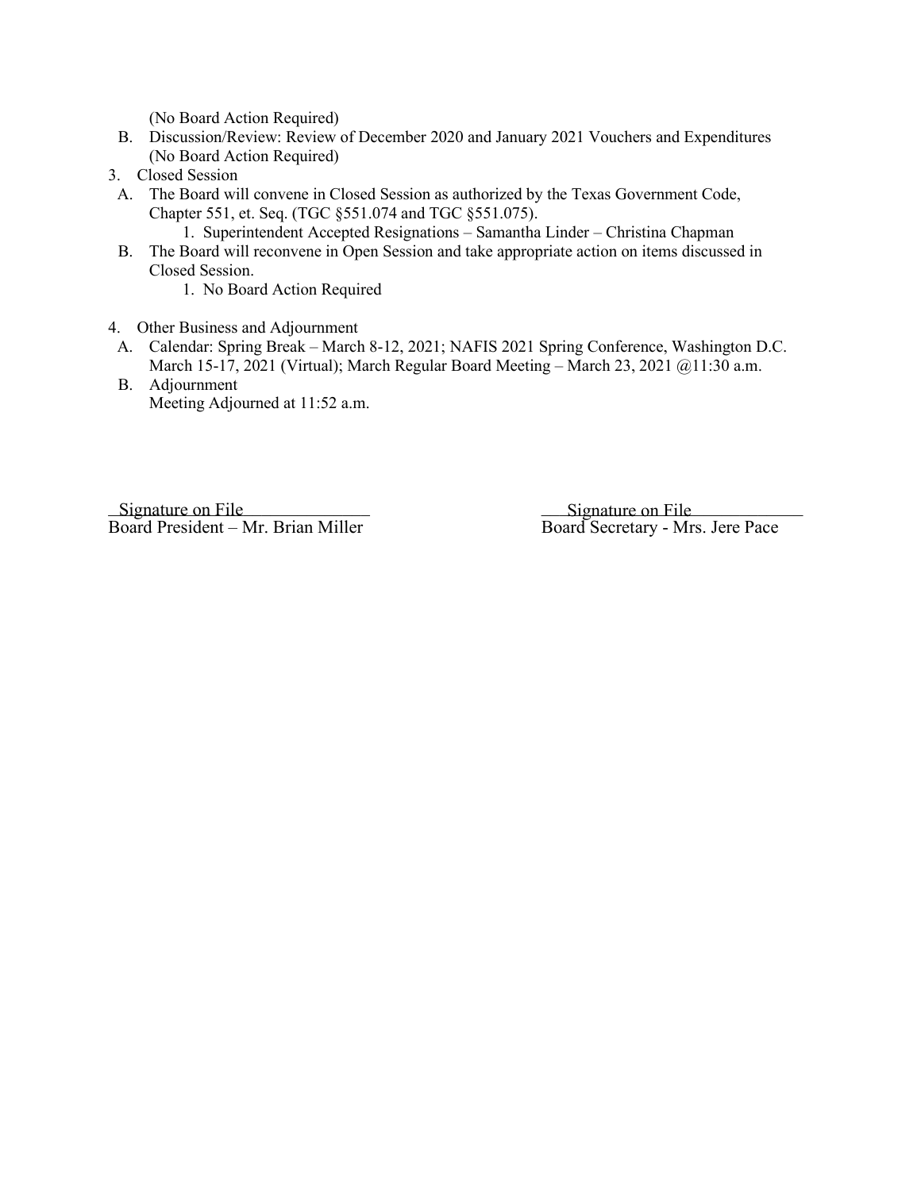(No Board Action Required)

B. Discussion/Review: Review of December 2020 and January 2021 Vouchers and Expenditures (No Board Action Required)

3. Closed Session

   A. The Board will convene in Closed Session as authorized by the Texas Government Code, Chapter 551, et. Seq. (TGC §551.074 and TGC §551.075).
      1. Superintendent Accepted Resignations – Samantha Linder – Christina Chapman

   B. The Board will reconvene in Open Session and take appropriate action on items discussed in Closed Session.
      1. No Board Action Required

4. Other Business and Adjournment

   A. Calendar: Spring Break – March 8-12, 2021; NAFIS 2021 Spring Conference, Washington D.C. March 15-17, 2021 (Virtual); March Regular Board Meeting – March 23, 2021 @11:30 a.m.

   B. Adjournment
      Meeting Adjourned at 11:52 a.m.

Signature on File
Board President – Mr. Brian Miller

Signature on File
Board Secretary - Mrs. Jere Pace